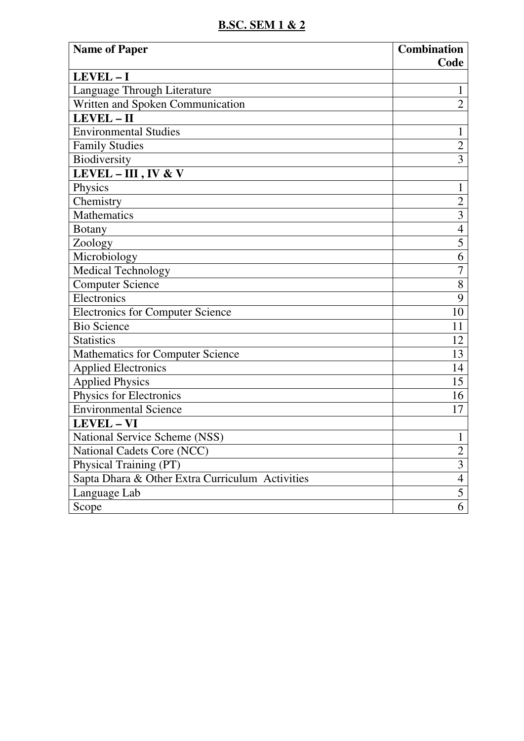# B.SC. SEM 1 & 2

| Name of Paper | Combination Code |
|---|---|
| **LEVEL – I** | |
| Language Through Literature | 1 |
| Written and Spoken Communication | 2 |
| **LEVEL – II** | |
| Environmental Studies | 1 |
| Family Studies | 2 |
| Biodiversity | 3 |
| **LEVEL – III , IV & V** | |
| Physics | 1 |
| Chemistry | 2 |
| Mathematics | 3 |
| Botany | 4 |
| Zoology | 5 |
| Microbiology | 6 |
| Medical Technology | 7 |
| Computer Science | 8 |
| Electronics | 9 |
| Electronics for Computer Science | 10 |
| Bio Science | 11 |
| Statistics | 12 |
| Mathematics for Computer Science | 13 |
| Applied Electronics | 14 |
| Applied Physics | 15 |
| Physics for Electronics | 16 |
| Environmental Science | 17 |
| **LEVEL – VI** | |
| National Service Scheme (NSS) | 1 |
| National Cadets Core (NCC) | 2 |
| Physical Training (PT) | 3 |
| Sapta Dhara & Other Extra Curriculum Activities | 4 |
| Language Lab | 5 |
| Scope | 6 |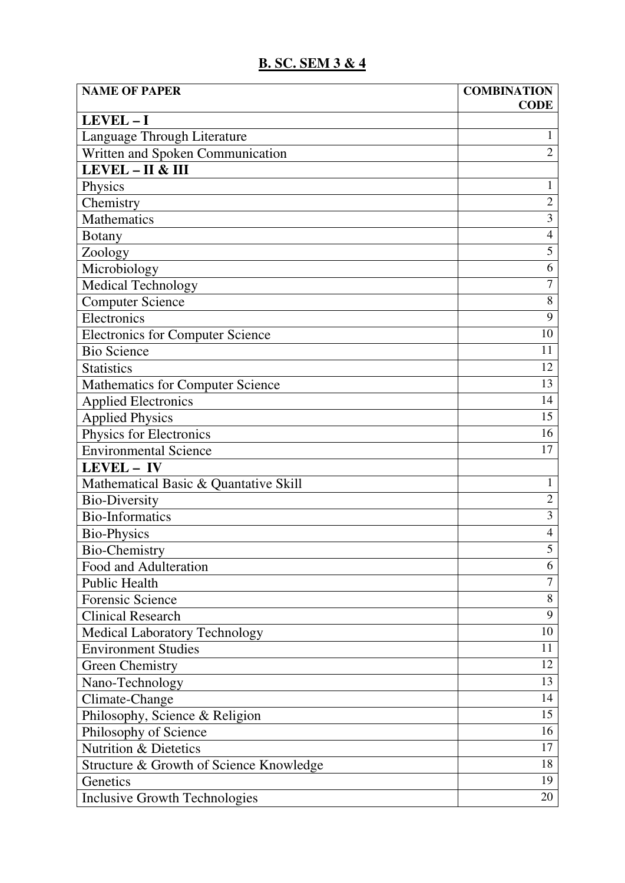# B. SC. SEM 3 & 4

| NAME OF PAPER | COMBINATION CODE |
|---|---|
| **LEVEL – I** | |
| Language Through Literature | 1 |
| Written and Spoken Communication | 2 |
| **LEVEL – II & III** | |
| Physics | 1 |
| Chemistry | 2 |
| Mathematics | 3 |
| Botany | 4 |
| Zoology | 5 |
| Microbiology | 6 |
| Medical Technology | 7 |
| Computer Science | 8 |
| Electronics | 9 |
| Electronics for Computer Science | 10 |
| Bio Science | 11 |
| Statistics | 12 |
| Mathematics for Computer Science | 13 |
| Applied Electronics | 14 |
| Applied Physics | 15 |
| Physics for Electronics | 16 |
| Environmental Science | 17 |
| **LEVEL – IV** | |
| Mathematical Basic & Quantative Skill | 1 |
| Bio-Diversity | 2 |
| Bio-Informatics | 3 |
| Bio-Physics | 4 |
| Bio-Chemistry | 5 |
| Food and Adulteration | 6 |
| Public Health | 7 |
| Forensic Science | 8 |
| Clinical Research | 9 |
| Medical Laboratory Technology | 10 |
| Environment Studies | 11 |
| Green Chemistry | 12 |
| Nano-Technology | 13 |
| Climate-Change | 14 |
| Philosophy, Science & Religion | 15 |
| Philosophy of Science | 16 |
| Nutrition & Dietetics | 17 |
| Structure & Growth of Science Knowledge | 18 |
| Genetics | 19 |
| Inclusive Growth Technologies | 20 |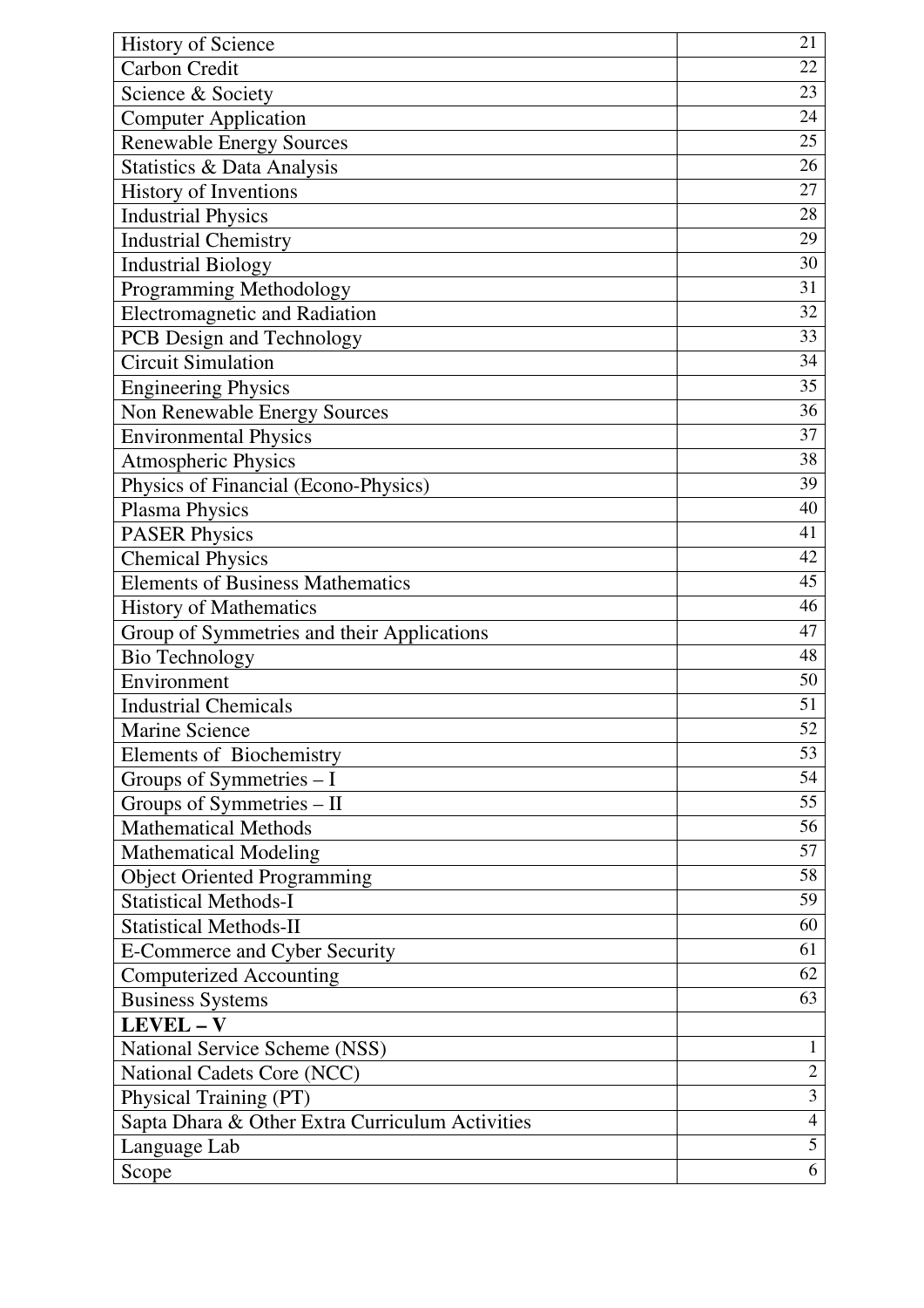| | |
|---|---|
| History of Science | 21 |
| Carbon Credit | 22 |
| Science & Society | 23 |
| Computer Application | 24 |
| Renewable Energy Sources | 25 |
| Statistics & Data Analysis | 26 |
| History of Inventions | 27 |
| Industrial Physics | 28 |
| Industrial Chemistry | 29 |
| Industrial Biology | 30 |
| Programming Methodology | 31 |
| Electromagnetic and Radiation | 32 |
| PCB Design and Technology | 33 |
| Circuit Simulation | 34 |
| Engineering Physics | 35 |
| Non Renewable Energy Sources | 36 |
| Environmental Physics | 37 |
| Atmospheric Physics | 38 |
| Physics of Financial (Econo-Physics) | 39 |
| Plasma Physics | 40 |
| PASER Physics | 41 |
| Chemical Physics | 42 |
| Elements of Business Mathematics | 45 |
| History of Mathematics | 46 |
| Group of Symmetries and their Applications | 47 |
| Bio Technology | 48 |
| Environment | 50 |
| Industrial Chemicals | 51 |
| Marine Science | 52 |
| Elements of Biochemistry | 53 |
| Groups of Symmetries – I | 54 |
| Groups of Symmetries – II | 55 |
| Mathematical Methods | 56 |
| Mathematical Modeling | 57 |
| Object Oriented Programming | 58 |
| Statistical Methods-I | 59 |
| Statistical Methods-II | 60 |
| E-Commerce and Cyber Security | 61 |
| Computerized Accounting | 62 |
| Business Systems | 63 |
| **LEVEL – V** | |
| National Service Scheme (NSS) | 1 |
| National Cadets Core (NCC) | 2 |
| Physical Training (PT) | 3 |
| Sapta Dhara & Other Extra Curriculum Activities | 4 |
| Language Lab | 5 |
| Scope | 6 |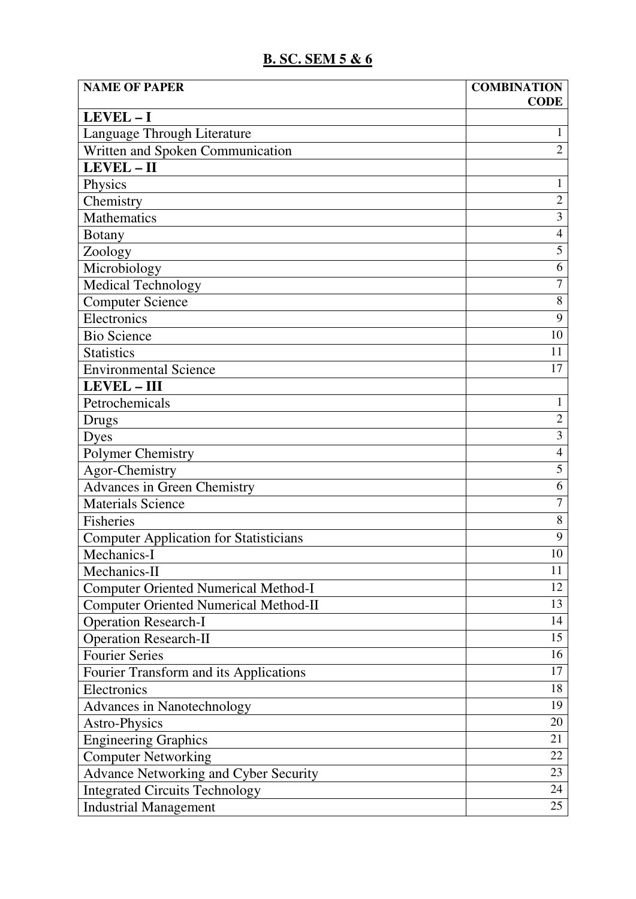## B. SC. SEM 5 & 6

| NAME OF PAPER | COMBINATION CODE |
|---|---|
| **LEVEL – I** | |
| Language Through Literature | 1 |
| Written and Spoken Communication | 2 |
| **LEVEL – II** | |
| Physics | 1 |
| Chemistry | 2 |
| Mathematics | 3 |
| Botany | 4 |
| Zoology | 5 |
| Microbiology | 6 |
| Medical Technology | 7 |
| Computer Science | 8 |
| Electronics | 9 |
| Bio Science | 10 |
| Statistics | 11 |
| Environmental Science | 17 |
| **LEVEL – III** | |
| Petrochemicals | 1 |
| Drugs | 2 |
| Dyes | 3 |
| Polymer Chemistry | 4 |
| Agor-Chemistry | 5 |
| Advances in Green Chemistry | 6 |
| Materials Science | 7 |
| Fisheries | 8 |
| Computer Application for Statisticians | 9 |
| Mechanics-I | 10 |
| Mechanics-II | 11 |
| Computer Oriented Numerical Method-I | 12 |
| Computer Oriented Numerical Method-II | 13 |
| Operation Research-I | 14 |
| Operation Research-II | 15 |
| Fourier Series | 16 |
| Fourier Transform and its Applications | 17 |
| Electronics | 18 |
| Advances in Nanotechnology | 19 |
| Astro-Physics | 20 |
| Engineering Graphics | 21 |
| Computer Networking | 22 |
| Advance Networking and Cyber Security | 23 |
| Integrated Circuits Technology | 24 |
| Industrial Management | 25 |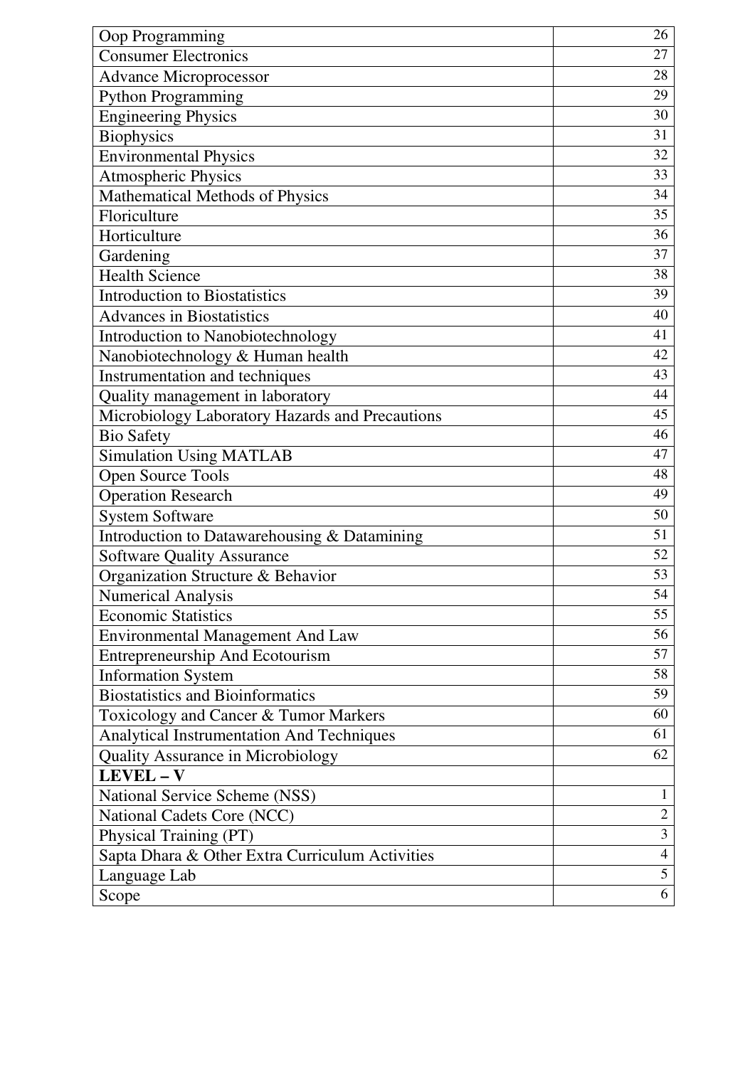| | |
|---|---|
| Oop Programming | 26 |
| Consumer Electronics | 27 |
| Advance Microprocessor | 28 |
| Python Programming | 29 |
| Engineering Physics | 30 |
| Biophysics | 31 |
| Environmental Physics | 32 |
| Atmospheric Physics | 33 |
| Mathematical Methods of Physics | 34 |
| Floriculture | 35 |
| Horticulture | 36 |
| Gardening | 37 |
| Health Science | 38 |
| Introduction to Biostatistics | 39 |
| Advances in Biostatistics | 40 |
| Introduction to Nanobiotechnology | 41 |
| Nanobiotechnology & Human health | 42 |
| Instrumentation and techniques | 43 |
| Quality management in laboratory | 44 |
| Microbiology Laboratory Hazards and Precautions | 45 |
| Bio Safety | 46 |
| Simulation Using MATLAB | 47 |
| Open Source Tools | 48 |
| Operation Research | 49 |
| System Software | 50 |
| Introduction to Datawarehousing & Datamining | 51 |
| Software Quality Assurance | 52 |
| Organization Structure & Behavior | 53 |
| Numerical Analysis | 54 |
| Economic Statistics | 55 |
| Environmental Management And Law | 56 |
| Entrepreneurship And Ecotourism | 57 |
| Information System | 58 |
| Biostatistics and Bioinformatics | 59 |
| Toxicology and Cancer & Tumor Markers | 60 |
| Analytical Instrumentation And Techniques | 61 |
| Quality Assurance in Microbiology | 62 |
| **LEVEL – V** | |
| National Service Scheme (NSS) | 1 |
| National Cadets Core (NCC) | 2 |
| Physical Training (PT) | 3 |
| Sapta Dhara & Other Extra Curriculum Activities | 4 |
| Language Lab | 5 |
| Scope | 6 |